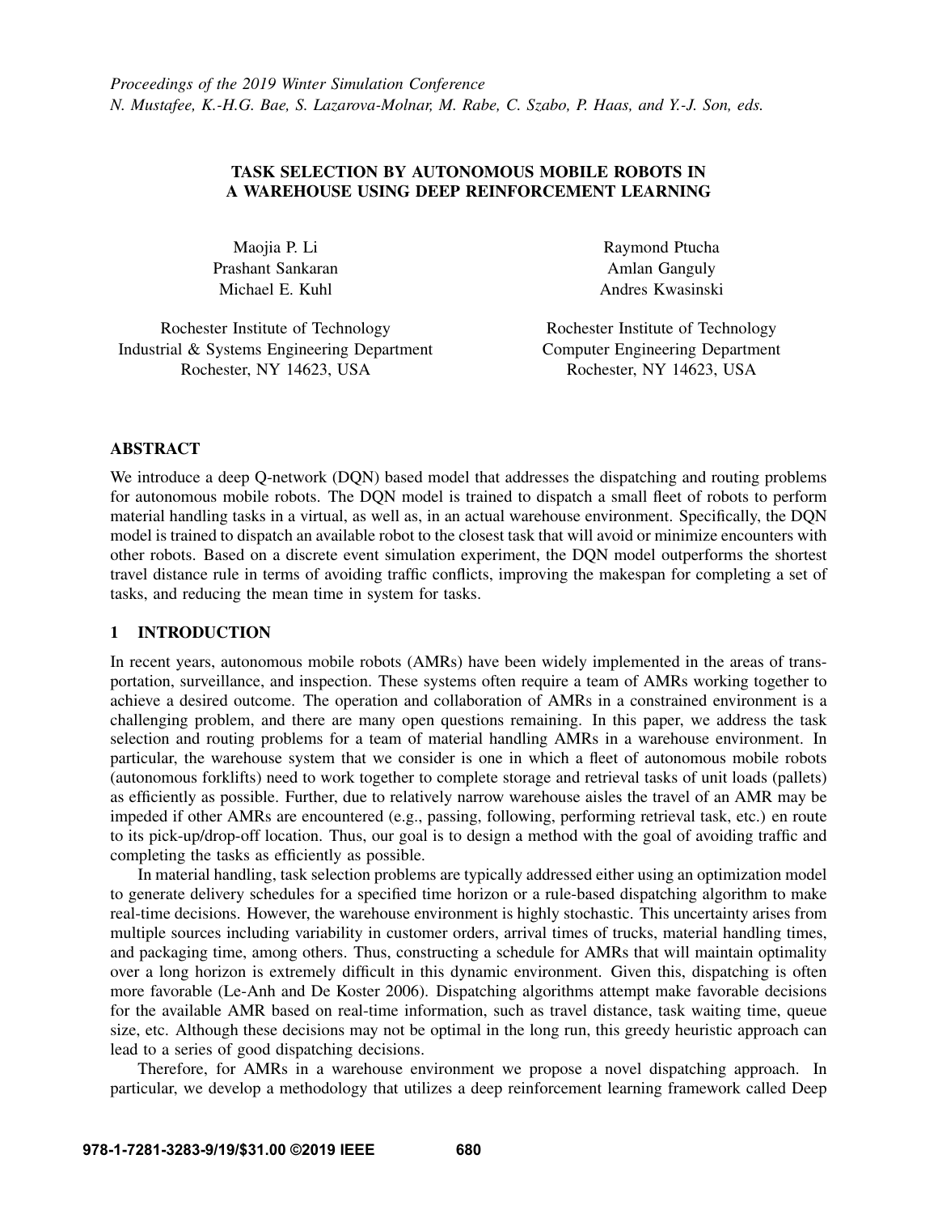*Proceedings of the 2019 Winter Simulation Conference*
*N. Mustafee, K.-H.G. Bae, S. Lazarova-Molnar, M. Rabe, C. Szabo, P. Haas, and Y.-J. Son, eds.*

# TASK SELECTION BY AUTONOMOUS MOBILE ROBOTS IN A WAREHOUSE USING DEEP REINFORCEMENT LEARNING

Maojia P. Li
Prashant Sankaran
Michael E. Kuhl

Rochester Institute of Technology
Industrial & Systems Engineering Department
Rochester, NY 14623, USA

Raymond Ptucha
Amlan Ganguly
Andres Kwasinski

Rochester Institute of Technology
Computer Engineering Department
Rochester, NY 14623, USA

## ABSTRACT

We introduce a deep Q-network (DQN) based model that addresses the dispatching and routing problems for autonomous mobile robots. The DQN model is trained to dispatch a small fleet of robots to perform material handling tasks in a virtual, as well as, in an actual warehouse environment. Specifically, the DQN model is trained to dispatch an available robot to the closest task that will avoid or minimize encounters with other robots. Based on a discrete event simulation experiment, the DQN model outperforms the shortest travel distance rule in terms of avoiding traffic conflicts, improving the makespan for completing a set of tasks, and reducing the mean time in system for tasks.

## 1 INTRODUCTION

In recent years, autonomous mobile robots (AMRs) have been widely implemented in the areas of transportation, surveillance, and inspection. These systems often require a team of AMRs working together to achieve a desired outcome. The operation and collaboration of AMRs in a constrained environment is a challenging problem, and there are many open questions remaining. In this paper, we address the task selection and routing problems for a team of material handling AMRs in a warehouse environment. In particular, the warehouse system that we consider is one in which a fleet of autonomous mobile robots (autonomous forklifts) need to work together to complete storage and retrieval tasks of unit loads (pallets) as efficiently as possible. Further, due to relatively narrow warehouse aisles the travel of an AMR may be impeded if other AMRs are encountered (e.g., passing, following, performing retrieval task, etc.) en route to its pick-up/drop-off location. Thus, our goal is to design a method with the goal of avoiding traffic and completing the tasks as efficiently as possible.

In material handling, task selection problems are typically addressed either using an optimization model to generate delivery schedules for a specified time horizon or a rule-based dispatching algorithm to make real-time decisions. However, the warehouse environment is highly stochastic. This uncertainty arises from multiple sources including variability in customer orders, arrival times of trucks, material handling times, and packaging time, among others. Thus, constructing a schedule for AMRs that will maintain optimality over a long horizon is extremely difficult in this dynamic environment. Given this, dispatching is often more favorable (Le-Anh and De Koster 2006). Dispatching algorithms attempt make favorable decisions for the available AMR based on real-time information, such as travel distance, task waiting time, queue size, etc. Although these decisions may not be optimal in the long run, this greedy heuristic approach can lead to a series of good dispatching decisions.

Therefore, for AMRs in a warehouse environment we propose a novel dispatching approach. In particular, we develop a methodology that utilizes a deep reinforcement learning framework called Deep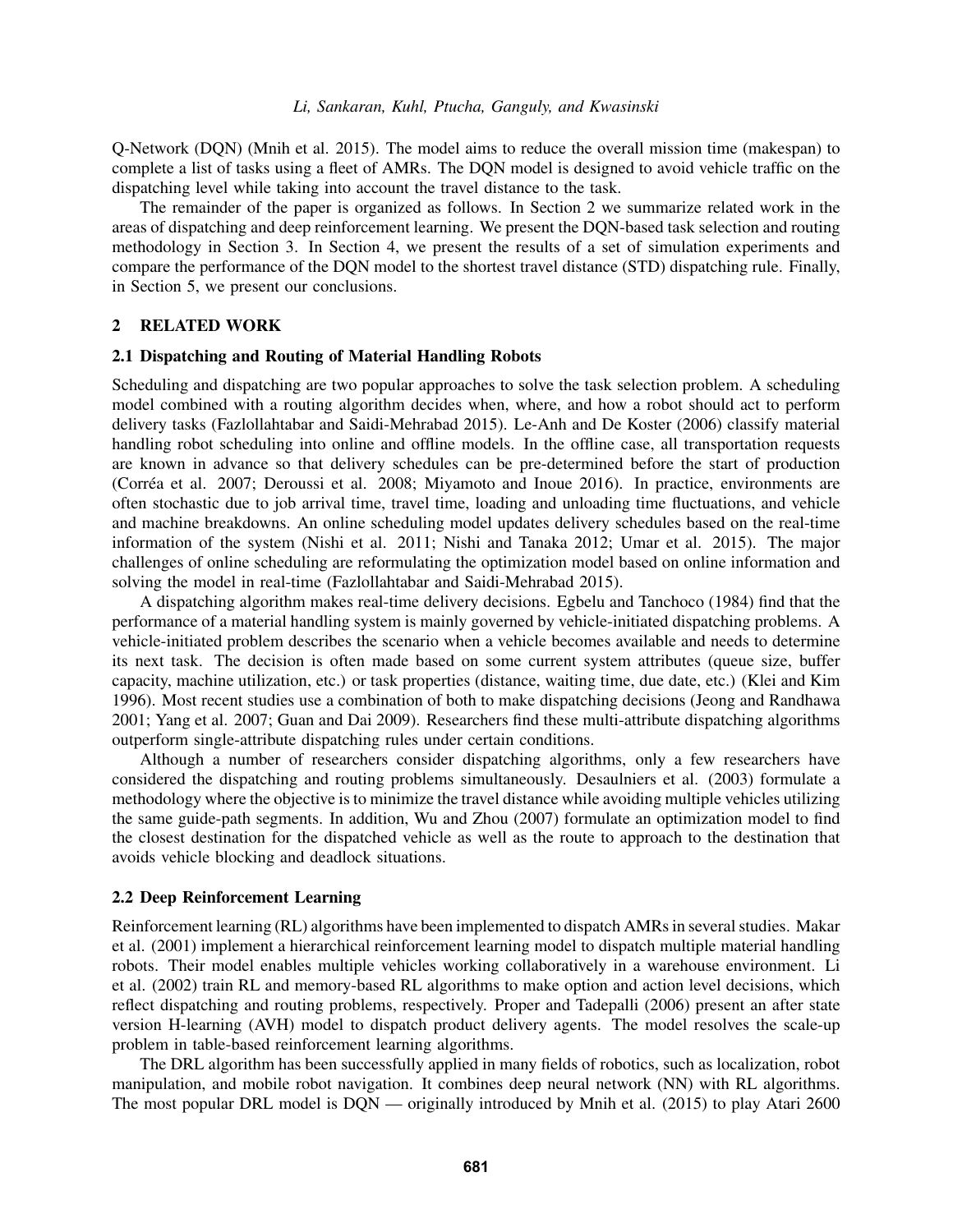Q-Network (DQN) (Mnih et al. 2015). The model aims to reduce the overall mission time (makespan) to complete a list of tasks using a fleet of AMRs. The DQN model is designed to avoid vehicle traffic on the dispatching level while taking into account the travel distance to the task.

The remainder of the paper is organized as follows. In Section 2 we summarize related work in the areas of dispatching and deep reinforcement learning. We present the DQN-based task selection and routing methodology in Section 3. In Section 4, we present the results of a set of simulation experiments and compare the performance of the DQN model to the shortest travel distance (STD) dispatching rule. Finally, in Section 5, we present our conclusions.

## 2 RELATED WORK

### 2.1 Dispatching and Routing of Material Handling Robots

Scheduling and dispatching are two popular approaches to solve the task selection problem. A scheduling model combined with a routing algorithm decides when, where, and how a robot should act to perform delivery tasks (Fazlollahtabar and Saidi-Mehrabad 2015). Le-Anh and De Koster (2006) classify material handling robot scheduling into online and offline models. In the offline case, all transportation requests are known in advance so that delivery schedules can be pre-determined before the start of production (Corréa et al. 2007; Deroussi et al. 2008; Miyamoto and Inoue 2016). In practice, environments are often stochastic due to job arrival time, travel time, loading and unloading time fluctuations, and vehicle and machine breakdowns. An online scheduling model updates delivery schedules based on the real-time information of the system (Nishi et al. 2011; Nishi and Tanaka 2012; Umar et al. 2015). The major challenges of online scheduling are reformulating the optimization model based on online information and solving the model in real-time (Fazlollahtabar and Saidi-Mehrabad 2015).

A dispatching algorithm makes real-time delivery decisions. Egbelu and Tanchoco (1984) find that the performance of a material handling system is mainly governed by vehicle-initiated dispatching problems. A vehicle-initiated problem describes the scenario when a vehicle becomes available and needs to determine its next task. The decision is often made based on some current system attributes (queue size, buffer capacity, machine utilization, etc.) or task properties (distance, waiting time, due date, etc.) (Klei and Kim 1996). Most recent studies use a combination of both to make dispatching decisions (Jeong and Randhawa 2001; Yang et al. 2007; Guan and Dai 2009). Researchers find these multi-attribute dispatching algorithms outperform single-attribute dispatching rules under certain conditions.

Although a number of researchers consider dispatching algorithms, only a few researchers have considered the dispatching and routing problems simultaneously. Desaulniers et al. (2003) formulate a methodology where the objective is to minimize the travel distance while avoiding multiple vehicles utilizing the same guide-path segments. In addition, Wu and Zhou (2007) formulate an optimization model to find the closest destination for the dispatched vehicle as well as the route to approach to the destination that avoids vehicle blocking and deadlock situations.

### 2.2 Deep Reinforcement Learning

Reinforcement learning (RL) algorithms have been implemented to dispatch AMRs in several studies. Makar et al. (2001) implement a hierarchical reinforcement learning model to dispatch multiple material handling robots. Their model enables multiple vehicles working collaboratively in a warehouse environment. Li et al. (2002) train RL and memory-based RL algorithms to make option and action level decisions, which reflect dispatching and routing problems, respectively. Proper and Tadepalli (2006) present an after state version H-learning (AVH) model to dispatch product delivery agents. The model resolves the scale-up problem in table-based reinforcement learning algorithms.

The DRL algorithm has been successfully applied in many fields of robotics, such as localization, robot manipulation, and mobile robot navigation. It combines deep neural network (NN) with RL algorithms. The most popular DRL model is DQN — originally introduced by Mnih et al. (2015) to play Atari 2600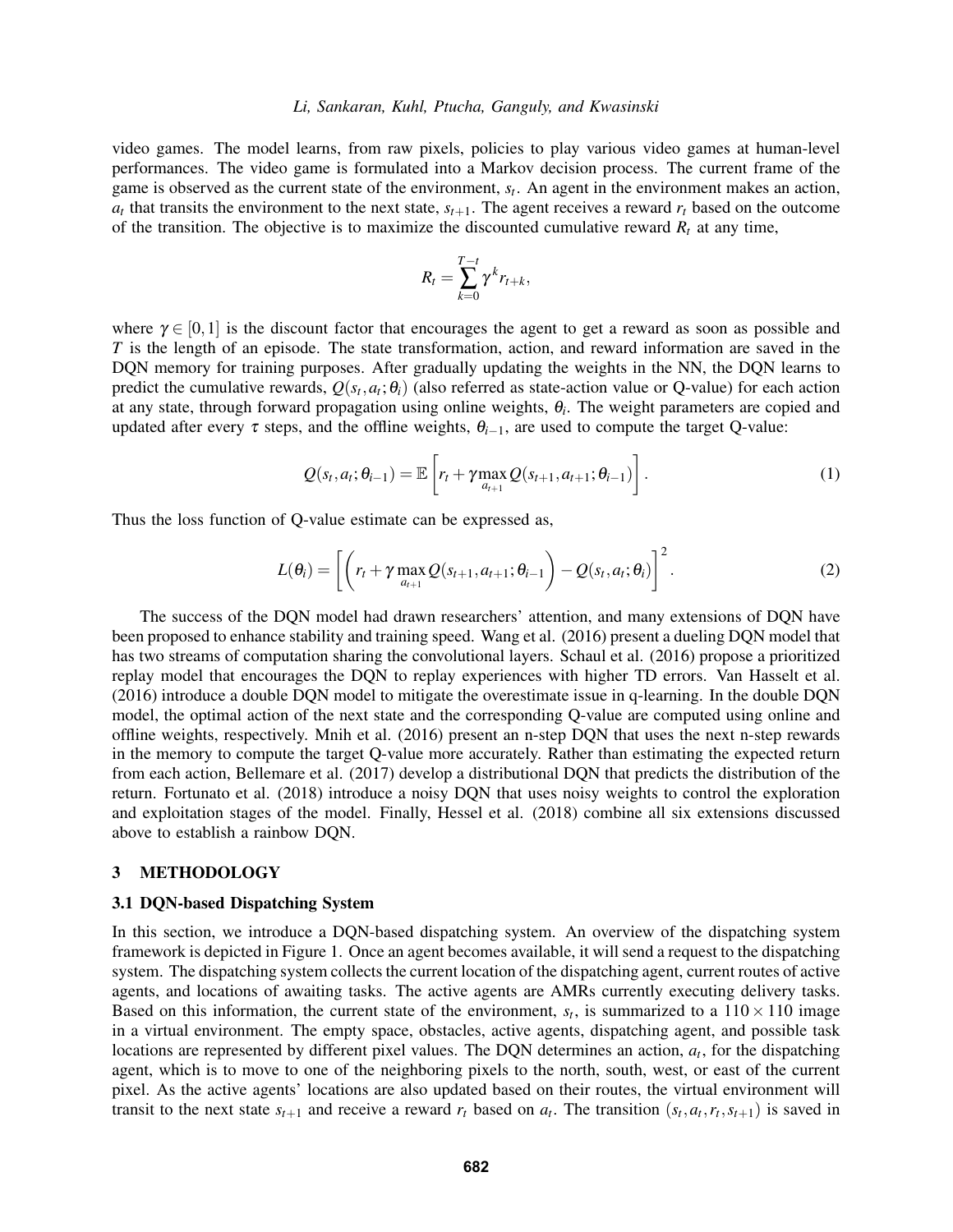video games. The model learns, from raw pixels, policies to play various video games at human-level performances. The video game is formulated into a Markov decision process. The current frame of the game is observed as the current state of the environment, $s_t$. An agent in the environment makes an action, $a_t$ that transits the environment to the next state, $s_{t+1}$. The agent receives a reward $r_t$ based on the outcome of the transition. The objective is to maximize the discounted cumulative reward $R_t$ at any time,

$$R_t = \sum_{k=0}^{T-t} \gamma^k r_{t+k},$$

where $\gamma \in [0,1]$ is the discount factor that encourages the agent to get a reward as soon as possible and $T$ is the length of an episode. The state transformation, action, and reward information are saved in the DQN memory for training purposes. After gradually updating the weights in the NN, the DQN learns to predict the cumulative rewards, $Q(s_t, a_t; \theta_i)$ (also referred as state-action value or Q-value) for each action at any state, through forward propagation using online weights, $\theta_i$. The weight parameters are copied and updated after every $\tau$ steps, and the offline weights, $\theta_{i-1}$, are used to compute the target Q-value:

$$Q(s_t, a_t; \theta_{i-1}) = \mathbb{E}\left[r_t + \gamma \max_{a_{t+1}} Q(s_{t+1}, a_{t+1}; \theta_{i-1})\right]. \tag{1}$$

Thus the loss function of Q-value estimate can be expressed as,

$$L(\theta_i) = \left[\left(r_t + \gamma \max_{a_{t+1}} Q(s_{t+1}, a_{t+1}; \theta_{i-1}\right) - Q(s_t, a_t; \theta_i)\right]^2. \tag{2}$$

The success of the DQN model had drawn researchers' attention, and many extensions of DQN have been proposed to enhance stability and training speed. Wang et al. (2016) present a dueling DQN model that has two streams of computation sharing the convolutional layers. Schaul et al. (2016) propose a prioritized replay model that encourages the DQN to replay experiences with higher TD errors. Van Hasselt et al. (2016) introduce a double DQN model to mitigate the overestimate issue in q-learning. In the double DQN model, the optimal action of the next state and the corresponding Q-value are computed using online and offline weights, respectively. Mnih et al. (2016) present an n-step DQN that uses the next n-step rewards in the memory to compute the target Q-value more accurately. Rather than estimating the expected return from each action, Bellemare et al. (2017) develop a distributional DQN that predicts the distribution of the return. Fortunato et al. (2018) introduce a noisy DQN that uses noisy weights to control the exploration and exploitation stages of the model. Finally, Hessel et al. (2018) combine all six extensions discussed above to establish a rainbow DQN.

## 3 METHODOLOGY

### 3.1 DQN-based Dispatching System

In this section, we introduce a DQN-based dispatching system. An overview of the dispatching system framework is depicted in Figure 1. Once an agent becomes available, it will send a request to the dispatching system. The dispatching system collects the current location of the dispatching agent, current routes of active agents, and locations of awaiting tasks. The active agents are AMRs currently executing delivery tasks. Based on this information, the current state of the environment, $s_t$, is summarized to a $110 \times 110$ image in a virtual environment. The empty space, obstacles, active agents, dispatching agent, and possible task locations are represented by different pixel values. The DQN determines an action, $a_t$, for the dispatching agent, which is to move to one of the neighboring pixels to the north, south, west, or east of the current pixel. As the active agents' locations are also updated based on their routes, the virtual environment will transit to the next state $s_{t+1}$ and receive a reward $r_t$ based on $a_t$. The transition $(s_t, a_t, r_t, s_{t+1})$ is saved in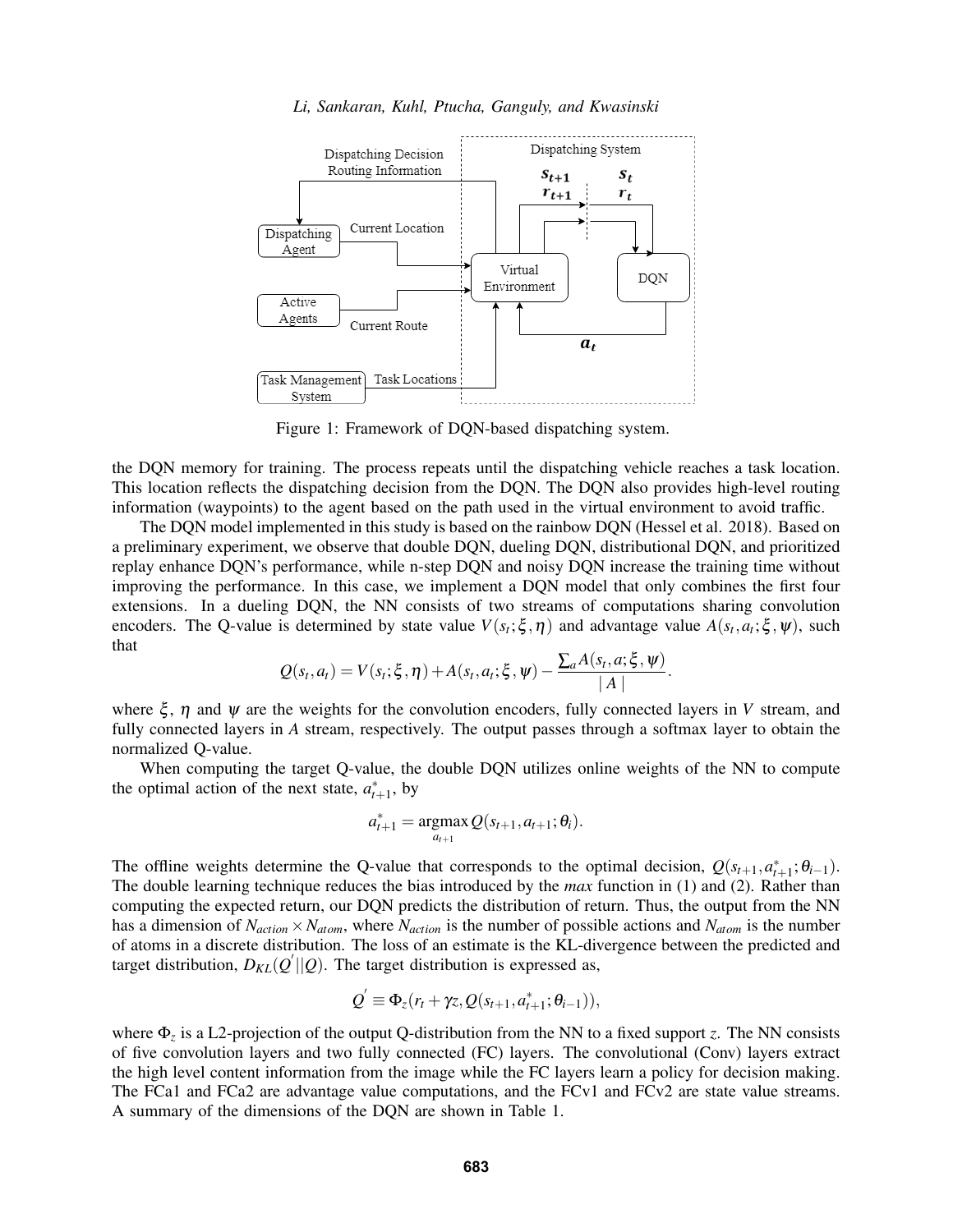Figure 1: Framework of DQN-based dispatching system.

the DQN memory for training. The process repeats until the dispatching vehicle reaches a task location. This location reflects the dispatching decision from the DQN. The DQN also provides high-level routing information (waypoints) to the agent based on the path used in the virtual environment to avoid traffic.

The DQN model implemented in this study is based on the rainbow DQN (Hessel et al. 2018). Based on a preliminary experiment, we observe that double DQN, dueling DQN, distributional DQN, and prioritized replay enhance DQN's performance, while n-step DQN and noisy DQN increase the training time without improving the performance. In this case, we implement a DQN model that only combines the first four extensions. In a dueling DQN, the NN consists of two streams of computations sharing convolution encoders. The Q-value is determined by state value $V(s_t;\xi,\eta)$ and advantage value $A(s_t,a_t;\xi,\psi)$, such that

$$Q(s_t,a_t) = V(s_t;\xi,\eta) + A(s_t,a_t;\xi,\psi) - \frac{\sum_a A(s_t,a;\xi,\psi)}{|A|}.$$

where $\xi$, $\eta$ and $\psi$ are the weights for the convolution encoders, fully connected layers in $V$ stream, and fully connected layers in $A$ stream, respectively. The output passes through a softmax layer to obtain the normalized Q-value.

When computing the target Q-value, the double DQN utilizes online weights of the NN to compute the optimal action of the next state, $a^*_{t+1}$, by

$$a^*_{t+1} = \underset{a_{t+1}}{\operatorname{argmax}}\, Q(s_{t+1},a_{t+1};\theta_i).$$

The offline weights determine the Q-value that corresponds to the optimal decision, $Q(s_{t+1},a^*_{t+1};\theta_{i-1})$. The double learning technique reduces the bias introduced by the *max* function in (1) and (2). Rather than computing the expected return, our DQN predicts the distribution of return. Thus, the output from the NN has a dimension of $N_{action} \times N_{atom}$, where $N_{action}$ is the number of possible actions and $N_{atom}$ is the number of atoms in a discrete distribution. The loss of an estimate is the KL-divergence between the predicted and target distribution, $D_{KL}(Q^{'}||Q)$. The target distribution is expressed as,

$$Q^{'} \equiv \Phi_z(r_t + \gamma z, Q(s_{t+1},a^*_{t+1};\theta_{i-1})),$$

where $\Phi_z$ is a L2-projection of the output Q-distribution from the NN to a fixed support $z$. The NN consists of five convolution layers and two fully connected (FC) layers. The convolutional (Conv) layers extract the high level content information from the image while the FC layers learn a policy for decision making. The FCa1 and FCa2 are advantage value computations, and the FCv1 and FCv2 are state value streams. A summary of the dimensions of the DQN are shown in Table 1.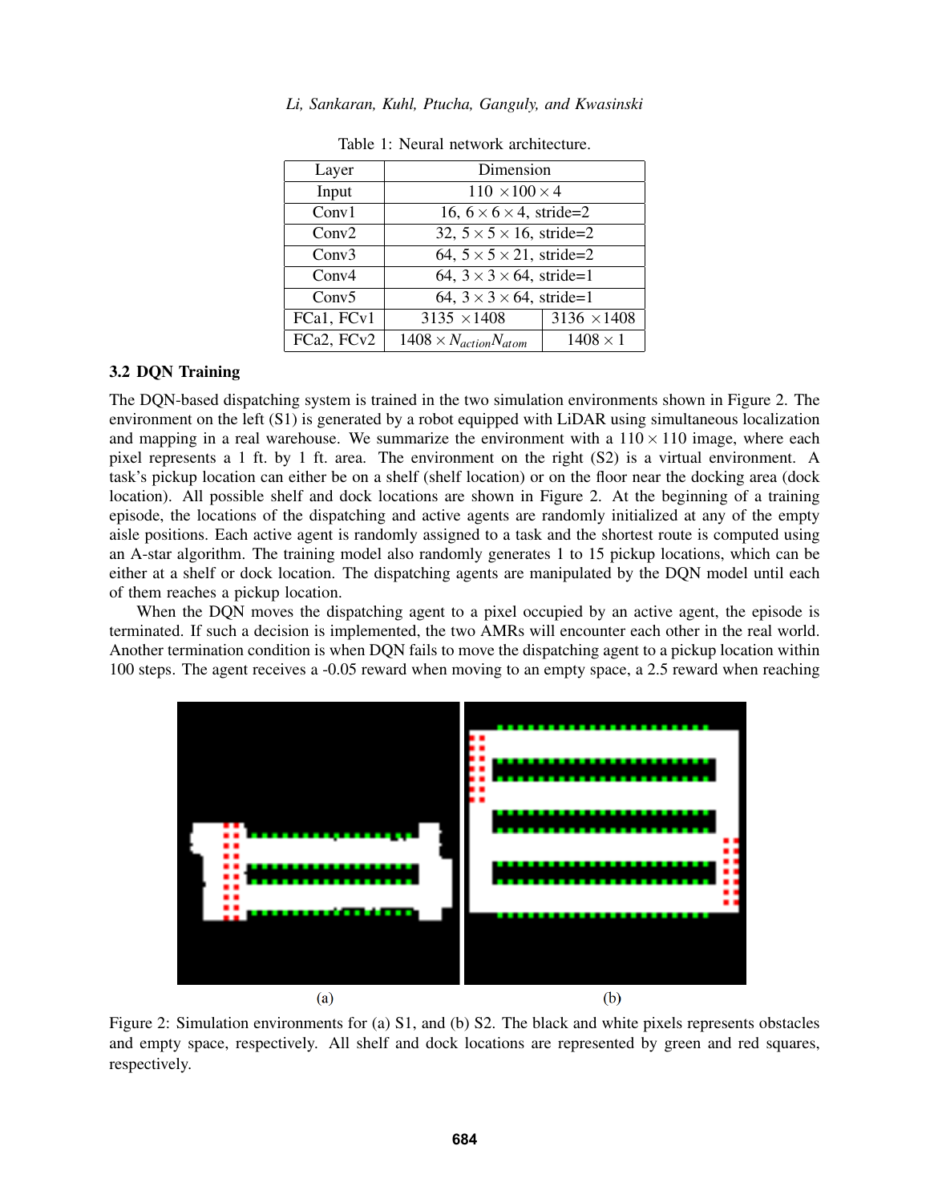Table 1: Neural network architecture.

| Layer | Dimension | |
|---|---|---|
| Input | $110 \times 100 \times 4$ | |
| Conv1 | 16, $6 \times 6 \times 4$, stride=2 | |
| Conv2 | 32, $5 \times 5 \times 16$, stride=2 | |
| Conv3 | 64, $5 \times 5 \times 21$, stride=2 | |
| Conv4 | 64, $3 \times 3 \times 64$, stride=1 | |
| Conv5 | 64, $3 \times 3 \times 64$, stride=1 | |
| FCa1, FCv1 | $3135 \times 1408$ | $3136 \times 1408$ |
| FCa2, FCv2 | $1408 \times N_{action} N_{atom}$ | $1408 \times 1$ |

### 3.2 DQN Training

The DQN-based dispatching system is trained in the two simulation environments shown in Figure 2. The environment on the left (S1) is generated by a robot equipped with LiDAR using simultaneous localization and mapping in a real warehouse. We summarize the environment with a $110 \times 110$ image, where each pixel represents a 1 ft. by 1 ft. area. The environment on the right (S2) is a virtual environment. A task's pickup location can either be on a shelf (shelf location) or on the floor near the docking area (dock location). All possible shelf and dock locations are shown in Figure 2. At the beginning of a training episode, the locations of the dispatching and active agents are randomly initialized at any of the empty aisle positions. Each active agent is randomly assigned to a task and the shortest route is computed using an A-star algorithm. The training model also randomly generates 1 to 15 pickup locations, which can be either at a shelf or dock location. The dispatching agents are manipulated by the DQN model until each of them reaches a pickup location.

When the DQN moves the dispatching agent to a pixel occupied by an active agent, the episode is terminated. If such a decision is implemented, the two AMRs will encounter each other in the real world. Another termination condition is when DQN fails to move the dispatching agent to a pickup location within 100 steps. The agent receives a -0.05 reward when moving to an empty space, a 2.5 reward when reaching

(a) (b)

Figure 2: Simulation environments for (a) S1, and (b) S2. The black and white pixels represents obstacles and empty space, respectively. All shelf and dock locations are represented by green and red squares, respectively.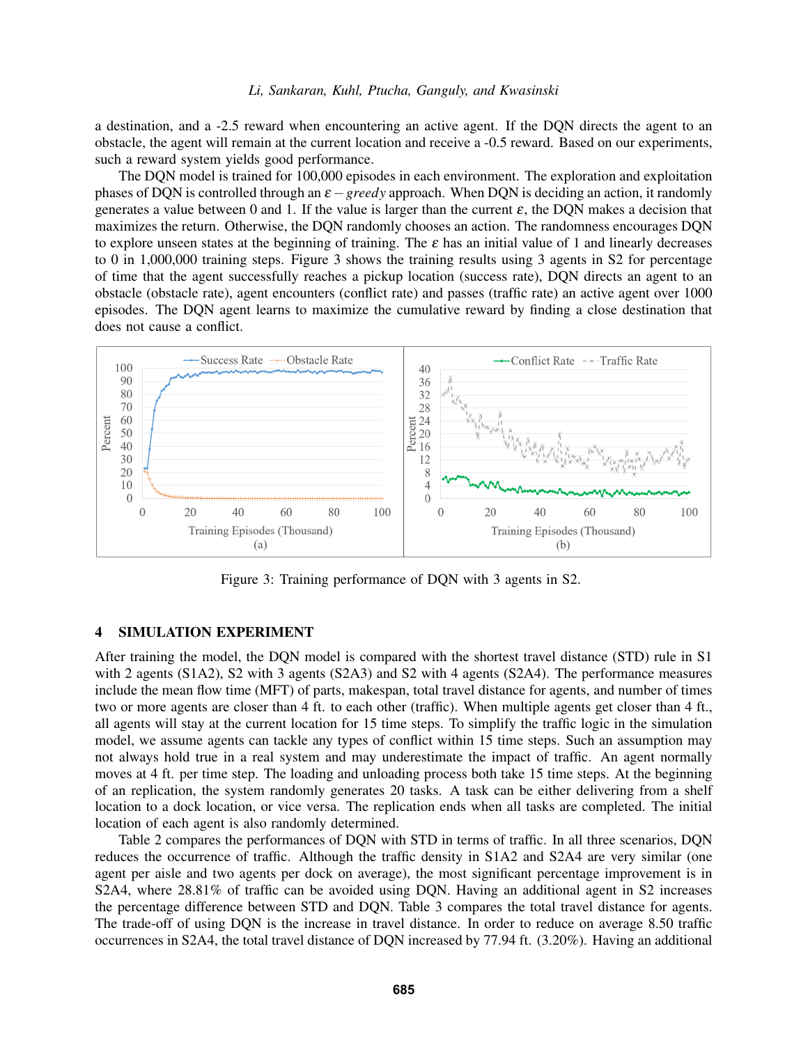a destination, and a -2.5 reward when encountering an active agent. If the DQN directs the agent to an obstacle, the agent will remain at the current location and receive a -0.5 reward. Based on our experiments, such a reward system yields good performance.

The DQN model is trained for 100,000 episodes in each environment. The exploration and exploitation phases of DQN is controlled through an $\varepsilon-greedy$ approach. When DQN is deciding an action, it randomly generates a value between 0 and 1. If the value is larger than the current $\varepsilon$, the DQN makes a decision that maximizes the return. Otherwise, the DQN randomly chooses an action. The randomness encourages DQN to explore unseen states at the beginning of training. The $\varepsilon$ has an initial value of 1 and linearly decreases to 0 in 1,000,000 training steps. Figure 3 shows the training results using 3 agents in S2 for percentage of time that the agent successfully reaches a pickup location (success rate), DQN directs an agent to an obstacle (obstacle rate), agent encounters (conflict rate) and passes (traffic rate) an active agent over 1000 episodes. The DQN agent learns to maximize the cumulative reward by finding a close destination that does not cause a conflict.

Figure 3: Training performance of DQN with 3 agents in S2.

## 4 SIMULATION EXPERIMENT

After training the model, the DQN model is compared with the shortest travel distance (STD) rule in S1 with 2 agents (S1A2), S2 with 3 agents (S2A3) and S2 with 4 agents (S2A4). The performance measures include the mean flow time (MFT) of parts, makespan, total travel distance for agents, and number of times two or more agents are closer than 4 ft. to each other (traffic). When multiple agents get closer than 4 ft., all agents will stay at the current location for 15 time steps. To simplify the traffic logic in the simulation model, we assume agents can tackle any types of conflict within 15 time steps. Such an assumption may not always hold true in a real system and may underestimate the impact of traffic. An agent normally moves at 4 ft. per time step. The loading and unloading process both take 15 time steps. At the beginning of an replication, the system randomly generates 20 tasks. A task can be either delivering from a shelf location to a dock location, or vice versa. The replication ends when all tasks are completed. The initial location of each agent is also randomly determined.

Table 2 compares the performances of DQN with STD in terms of traffic. In all three scenarios, DQN reduces the occurrence of traffic. Although the traffic density in S1A2 and S2A4 are very similar (one agent per aisle and two agents per dock on average), the most significant percentage improvement is in S2A4, where 28.81% of traffic can be avoided using DQN. Having an additional agent in S2 increases the percentage difference between STD and DQN. Table 3 compares the total travel distance for agents. The trade-off of using DQN is the increase in travel distance. In order to reduce on average 8.50 traffic occurrences in S2A4, the total travel distance of DQN increased by 77.94 ft. (3.20%). Having an additional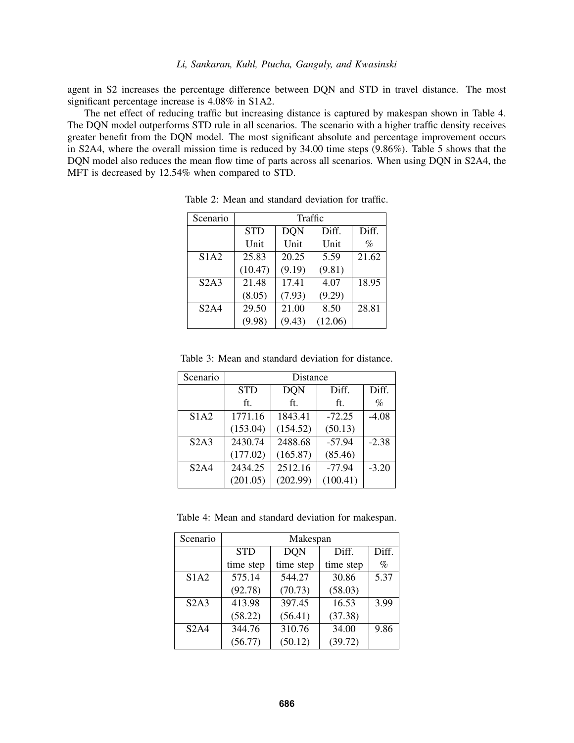agent in S2 increases the percentage difference between DQN and STD in travel distance. The most significant percentage increase is 4.08% in S1A2.

The net effect of reducing traffic but increasing distance is captured by makespan shown in Table 4. The DQN model outperforms STD rule in all scenarios. The scenario with a higher traffic density receives greater benefit from the DQN model. The most significant absolute and percentage improvement occurs in S2A4, where the overall mission time is reduced by 34.00 time steps (9.86%). Table 5 shows that the DQN model also reduces the mean flow time of parts across all scenarios. When using DQN in S2A4, the MFT is decreased by 12.54% when compared to STD.

Table 2: Mean and standard deviation for traffic.

| Scenario | Traffic | | | |
|---|---|---|---|---|
| | STD Unit | DQN Unit | Diff. Unit | Diff. % |
| S1A2 | 25.83 (10.47) | 20.25 (9.19) | 5.59 (9.81) | 21.62 |
| S2A3 | 21.48 (8.05) | 17.41 (7.93) | 4.07 (9.29) | 18.95 |
| S2A4 | 29.50 (9.98) | 21.00 (9.43) | 8.50 (12.06) | 28.81 |

Table 3: Mean and standard deviation for distance.

| Scenario | Distance | | | |
|---|---|---|---|---|
| | STD ft. | DQN ft. | Diff. ft. | Diff. % |
| S1A2 | 1771.16 (153.04) | 1843.41 (154.52) | -72.25 (50.13) | -4.08 |
| S2A3 | 2430.74 (177.02) | 2488.68 (165.87) | -57.94 (85.46) | -2.38 |
| S2A4 | 2434.25 (201.05) | 2512.16 (202.99) | -77.94 (100.41) | -3.20 |

Table 4: Mean and standard deviation for makespan.

| Scenario | Makespan | | | |
|---|---|---|---|---|
| | STD time step | DQN time step | Diff. time step | Diff. % |
| S1A2 | 575.14 (92.78) | 544.27 (70.73) | 30.86 (58.03) | 5.37 |
| S2A3 | 413.98 (58.22) | 397.45 (56.41) | 16.53 (37.38) | 3.99 |
| S2A4 | 344.76 (56.77) | 310.76 (50.12) | 34.00 (39.72) | 9.86 |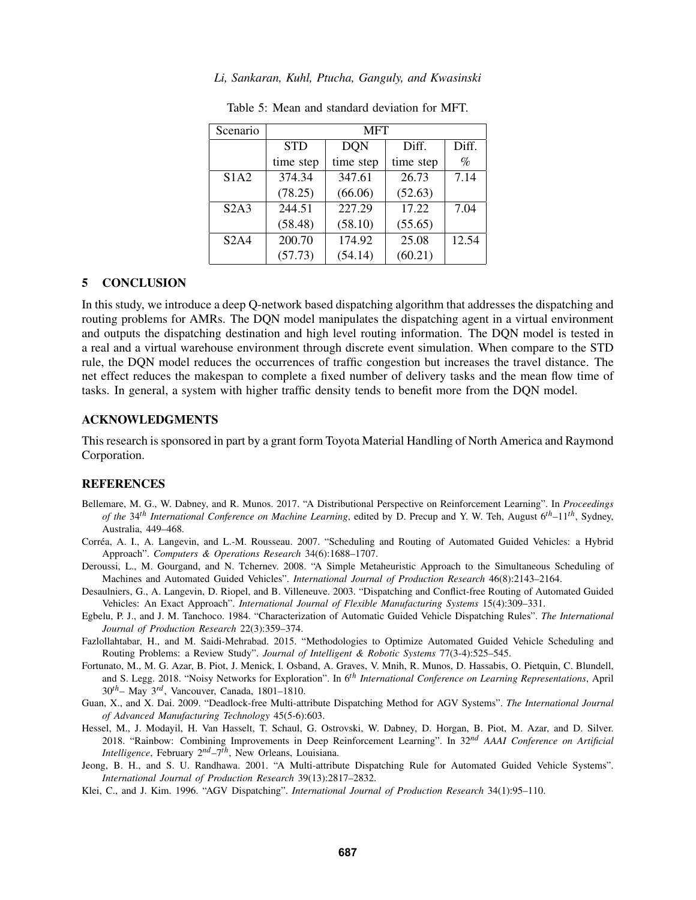Table 5: Mean and standard deviation for MFT.

| Scenario | MFT | | | |
|---|---|---|---|---|
| | STD time step | DQN time step | Diff. time step | Diff. % |
| S1A2 | 374.34 (78.25) | 347.61 (66.06) | 26.73 (52.63) | 7.14 |
| S2A3 | 244.51 (58.48) | 227.29 (58.10) | 17.22 (55.65) | 7.04 |
| S2A4 | 200.70 (57.73) | 174.92 (54.14) | 25.08 (60.21) | 12.54 |

## 5 CONCLUSION

In this study, we introduce a deep Q-network based dispatching algorithm that addresses the dispatching and routing problems for AMRs. The DQN model manipulates the dispatching agent in a virtual environment and outputs the dispatching destination and high level routing information. The DQN model is tested in a real and a virtual warehouse environment through discrete event simulation. When compare to the STD rule, the DQN model reduces the occurrences of traffic congestion but increases the travel distance. The net effect reduces the makespan to complete a fixed number of delivery tasks and the mean flow time of tasks. In general, a system with higher traffic density tends to benefit more from the DQN model.

## ACKNOWLEDGMENTS

This research is sponsored in part by a grant form Toyota Material Handling of North America and Raymond Corporation.

## REFERENCES

Bellemare, M. G., W. Dabney, and R. Munos. 2017. "A Distributional Perspective on Reinforcement Learning". In *Proceedings of the* 34*th* *International Conference on Machine Learning*, edited by D. Precup and Y. W. Teh, August 6*th*–11*th*, Sydney, Australia, 449–468.

Corréa, A. I., A. Langevin, and L.-M. Rousseau. 2007. "Scheduling and Routing of Automated Guided Vehicles: a Hybrid Approach". *Computers & Operations Research* 34(6):1688–1707.

Deroussi, L., M. Gourgand, and N. Tchernev. 2008. "A Simple Metaheuristic Approach to the Simultaneous Scheduling of Machines and Automated Guided Vehicles". *International Journal of Production Research* 46(8):2143–2164.

Desaulniers, G., A. Langevin, D. Riopel, and B. Villeneuve. 2003. "Dispatching and Conflict-free Routing of Automated Guided Vehicles: An Exact Approach". *International Journal of Flexible Manufacturing Systems* 15(4):309–331.

Egbelu, P. J., and J. M. Tanchoco. 1984. "Characterization of Automatic Guided Vehicle Dispatching Rules". *The International Journal of Production Research* 22(3):359–374.

Fazlollahtabar, H., and M. Saidi-Mehrabad. 2015. "Methodologies to Optimize Automated Guided Vehicle Scheduling and Routing Problems: a Review Study". *Journal of Intelligent & Robotic Systems* 77(3-4):525–545.

Fortunato, M., M. G. Azar, B. Piot, J. Menick, I. Osband, A. Graves, V. Mnih, R. Munos, D. Hassabis, O. Pietquin, C. Blundell, and S. Legg. 2018. "Noisy Networks for Exploration". In 6*th* *International Conference on Learning Representations*, April 30*th*– May 3*rd*, Vancouver, Canada, 1801–1810.

Guan, X., and X. Dai. 2009. "Deadlock-free Multi-attribute Dispatching Method for AGV Systems". *The International Journal of Advanced Manufacturing Technology* 45(5-6):603.

Hessel, M., J. Modayil, H. Van Hasselt, T. Schaul, G. Ostrovski, W. Dabney, D. Horgan, B. Piot, M. Azar, and D. Silver. 2018. "Rainbow: Combining Improvements in Deep Reinforcement Learning". In 32*nd* *AAAI Conference on Artificial Intelligence*, February 2*nd*–7*th*, New Orleans, Louisiana.

Jeong, B. H., and S. U. Randhawa. 2001. "A Multi-attribute Dispatching Rule for Automated Guided Vehicle Systems". *International Journal of Production Research* 39(13):2817–2832.

Klei, C., and J. Kim. 1996. "AGV Dispatching". *International Journal of Production Research* 34(1):95–110.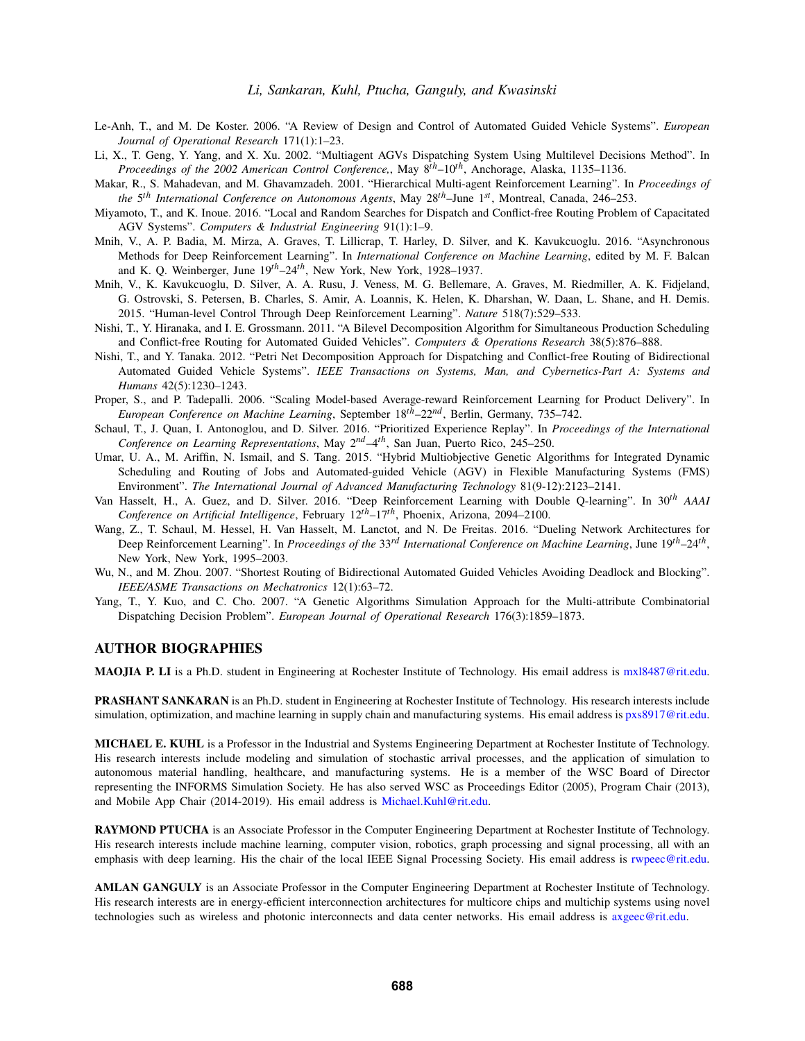Le-Anh, T., and M. De Koster. 2006. "A Review of Design and Control of Automated Guided Vehicle Systems". *European Journal of Operational Research* 171(1):1–23.

Li, X., T. Geng, Y. Yang, and X. Xu. 2002. "Multiagent AGVs Dispatching System Using Multilevel Decisions Method". In *Proceedings of the 2002 American Control Conference,*, May $8^{th}$–$10^{th}$, Anchorage, Alaska, 1135–1136.

Makar, R., S. Mahadevan, and M. Ghavamzadeh. 2001. "Hierarchical Multi-agent Reinforcement Learning". In *Proceedings of the $5^{th}$ International Conference on Autonomous Agents*, May $28^{th}$–June $1^{st}$, Montreal, Canada, 246–253.

Miyamoto, T., and K. Inoue. 2016. "Local and Random Searches for Dispatch and Conflict-free Routing Problem of Capacitated AGV Systems". *Computers & Industrial Engineering* 91(1):1–9.

Mnih, V., A. P. Badia, M. Mirza, A. Graves, T. Lillicrap, T. Harley, D. Silver, and K. Kavukcuoglu. 2016. "Asynchronous Methods for Deep Reinforcement Learning". In *International Conference on Machine Learning*, edited by M. F. Balcan and K. Q. Weinberger, June $19^{th}$–$24^{th}$, New York, New York, 1928–1937.

Mnih, V., K. Kavukcuoglu, D. Silver, A. A. Rusu, J. Veness, M. G. Bellemare, A. Graves, M. Riedmiller, A. K. Fidjeland, G. Ostrovski, S. Petersen, B. Charles, S. Amir, A. Loannis, K. Helen, K. Dharshan, W. Daan, L. Shane, and H. Demis. 2015. "Human-level Control Through Deep Reinforcement Learning". *Nature* 518(7):529–533.

Nishi, T., Y. Hiranaka, and I. E. Grossmann. 2011. "A Bilevel Decomposition Algorithm for Simultaneous Production Scheduling and Conflict-free Routing for Automated Guided Vehicles". *Computers & Operations Research* 38(5):876–888.

Nishi, T., and Y. Tanaka. 2012. "Petri Net Decomposition Approach for Dispatching and Conflict-free Routing of Bidirectional Automated Guided Vehicle Systems". *IEEE Transactions on Systems, Man, and Cybernetics-Part A: Systems and Humans* 42(5):1230–1243.

Proper, S., and P. Tadepalli. 2006. "Scaling Model-based Average-reward Reinforcement Learning for Product Delivery". In *European Conference on Machine Learning*, September $18^{th}$–$22^{nd}$, Berlin, Germany, 735–742.

Schaul, T., J. Quan, I. Antonoglou, and D. Silver. 2016. "Prioritized Experience Replay". In *Proceedings of the International Conference on Learning Representations*, May $2^{nd}$–$4^{th}$, San Juan, Puerto Rico, 245–250.

Umar, U. A., M. Ariffin, N. Ismail, and S. Tang. 2015. "Hybrid Multiobjective Genetic Algorithms for Integrated Dynamic Scheduling and Routing of Jobs and Automated-guided Vehicle (AGV) in Flexible Manufacturing Systems (FMS) Environment". *The International Journal of Advanced Manufacturing Technology* 81(9-12):2123–2141.

Van Hasselt, H., A. Guez, and D. Silver. 2016. "Deep Reinforcement Learning with Double Q-learning". In $30^{th}$ *AAAI Conference on Artificial Intelligence*, February $12^{th}$–$17^{th}$, Phoenix, Arizona, 2094–2100.

Wang, Z., T. Schaul, M. Hessel, H. Van Hasselt, M. Lanctot, and N. De Freitas. 2016. "Dueling Network Architectures for Deep Reinforcement Learning". In *Proceedings of the $33^{rd}$ International Conference on Machine Learning*, June $19^{th}$–$24^{th}$, New York, New York, 1995–2003.

Wu, N., and M. Zhou. 2007. "Shortest Routing of Bidirectional Automated Guided Vehicles Avoiding Deadlock and Blocking". *IEEE/ASME Transactions on Mechatronics* 12(1):63–72.

Yang, T., Y. Kuo, and C. Cho. 2007. "A Genetic Algorithms Simulation Approach for the Multi-attribute Combinatorial Dispatching Decision Problem". *European Journal of Operational Research* 176(3):1859–1873.

## AUTHOR BIOGRAPHIES

**MAOJIA P. LI** is a Ph.D. student in Engineering at Rochester Institute of Technology. His email address is mxl8487@rit.edu.

**PRASHANT SANKARAN** is an Ph.D. student in Engineering at Rochester Institute of Technology. His research interests include simulation, optimization, and machine learning in supply chain and manufacturing systems. His email address is pxs8917@rit.edu.

**MICHAEL E. KUHL** is a Professor in the Industrial and Systems Engineering Department at Rochester Institute of Technology. His research interests include modeling and simulation of stochastic arrival processes, and the application of simulation to autonomous material handling, healthcare, and manufacturing systems. He is a member of the WSC Board of Director representing the INFORMS Simulation Society. He has also served WSC as Proceedings Editor (2005), Program Chair (2013), and Mobile App Chair (2014-2019). His email address is Michael.Kuhl@rit.edu.

**RAYMOND PTUCHA** is an Associate Professor in the Computer Engineering Department at Rochester Institute of Technology. His research interests include machine learning, computer vision, robotics, graph processing and signal processing, all with an emphasis with deep learning. His the chair of the local IEEE Signal Processing Society. His email address is rwpeec@rit.edu.

**AMLAN GANGULY** is an Associate Professor in the Computer Engineering Department at Rochester Institute of Technology. His research interests are in energy-efficient interconnection architectures for multicore chips and multichip systems using novel technologies such as wireless and photonic interconnects and data center networks. His email address is axgeec@rit.edu.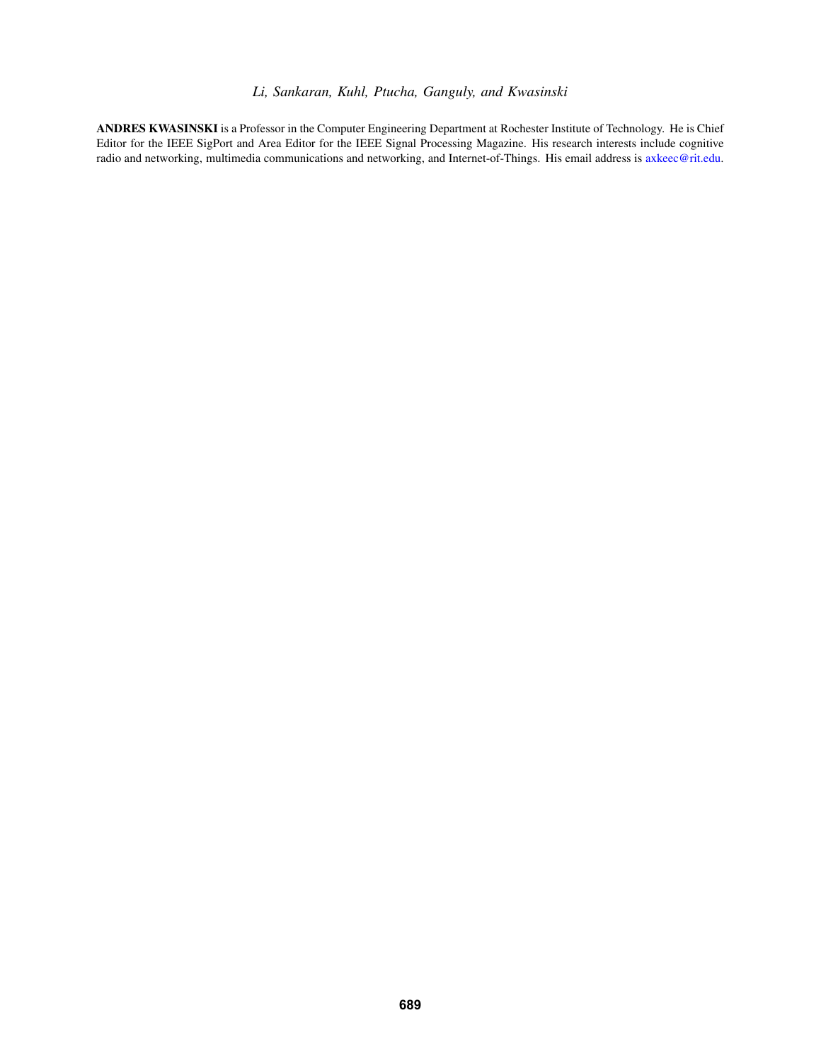**ANDRES KWASINSKI** is a Professor in the Computer Engineering Department at Rochester Institute of Technology. He is Chief Editor for the IEEE SigPort and Area Editor for the IEEE Signal Processing Magazine. His research interests include cognitive radio and networking, multimedia communications and networking, and Internet-of-Things. His email address is axkeec@rit.edu.